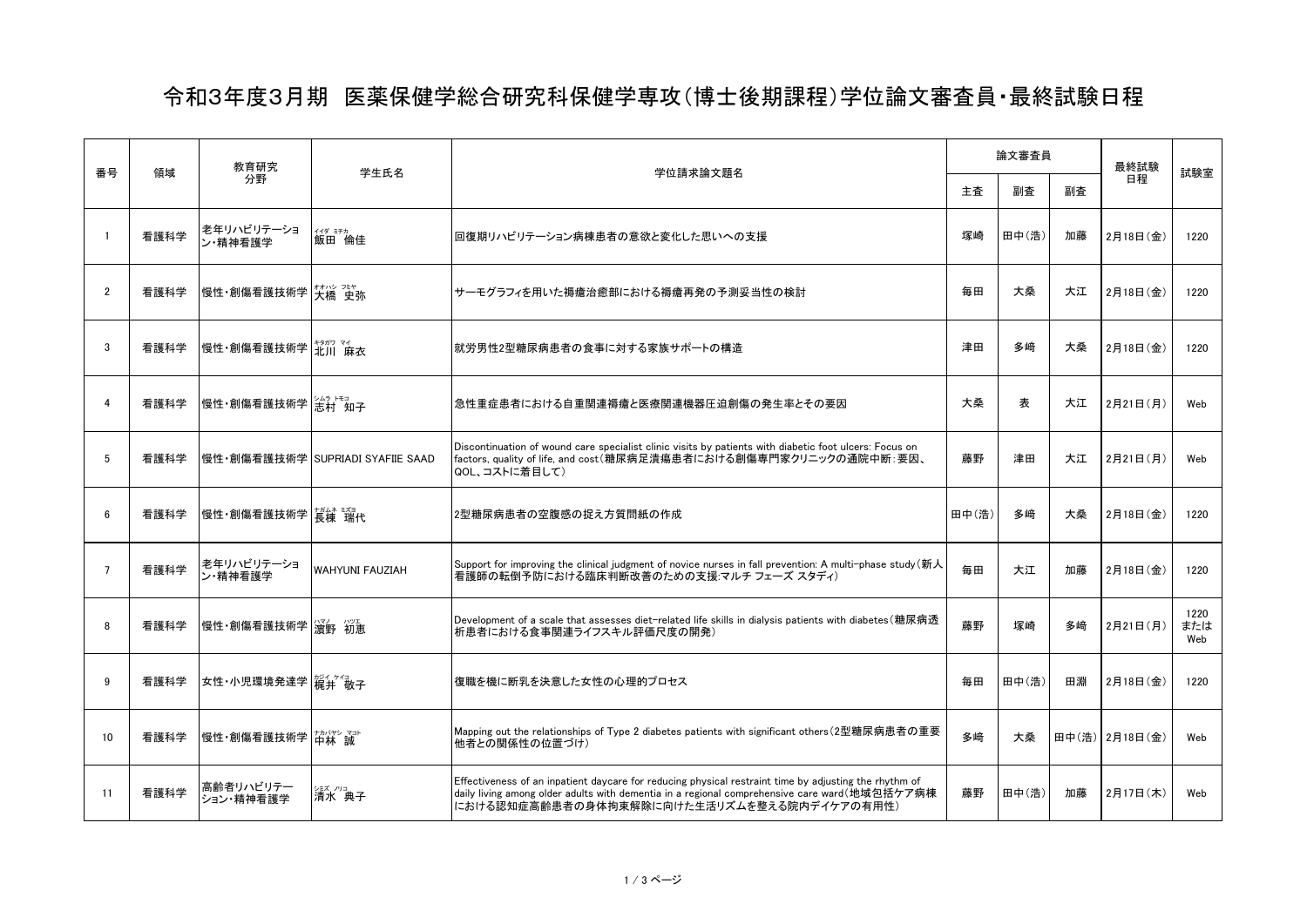# 令和3年度3月期　医薬保健学総合研究科保健学専攻(博士後期課程)学位論文審査員・最終試験日程

| 番号 | 領域 | 教育研究分野 | 学生氏名 | 学位請求論文題名 | 論文審査員 | | | 最終試験日程 | 試験室 |
|---|---|---|---|---|---|---|---|---|---|
| | | | | | 主査 | 副査 | 副査 | | |
| 1 | 看護科学 | 老年リハビリテーション・精神看護学 | 飯田　倫佳（イイダ ミチカ） | 回復期リハビリテーション病棟患者の意欲と変化した思いへの支援 | 塚崎 | 田中(浩) | 加藤 | 2月18日(金) | 1220 |
| 2 | 看護科学 | 慢性・創傷看護技術学 | 大橋　史弥（オオハシ フミヤ） | サーモグラフィを用いた褥瘡治癒部における褥瘡再発の予測妥当性の検討 | 毎田 | 大桑 | 大江 | 2月18日(金) | 1220 |
| 3 | 看護科学 | 慢性・創傷看護技術学 | 北川　麻衣（キタガワ マイ） | 就労男性2型糖尿病患者の食事に対する家族サポートの構造 | 津田 | 多崎 | 大桑 | 2月18日(金) | 1220 |
| 4 | 看護科学 | 慢性・創傷看護技術学 | 志村　知子（シムラ トモコ） | 急性重症患者における自重関連褥瘡と医療関連機器圧迫創傷の発生率とその要因 | 大桑 | 表 | 大江 | 2月21日(月) | Web |
| 5 | 看護科学 | 慢性・創傷看護技術学 | SUPRIADI SYAFIIE SAAD | Discontinuation of wound care specialist clinic visits by patients with diabetic foot ulcers: Focus on factors, quality of life, and cost(糖尿病足潰瘍患者における創傷専門家クリニックの通院中断:要因、QOL、コストに着目して) | 藤野 | 津田 | 大江 | 2月21日(月) | Web |
| 6 | 看護科学 | 慢性・創傷看護技術学 | 長棟　瑞代（ナガムネ ミズヨ） | 2型糖尿病患者の空腹感の捉え方質問紙の作成 | 田中(浩) | 多崎 | 大桑 | 2月18日(金) | 1220 |
| 7 | 看護科学 | 老年リハビリテーション・精神看護学 | WAHYUNI FAUZIAH | Support for improving the clinical judgment of novice nurses in fall prevention: A multi-phase study(新人看護師の転倒予防における臨床判断改善のための支援:マルチ フェーズ スタディ) | 毎田 | 大江 | 加藤 | 2月18日(金) | 1220 |
| 8 | 看護科学 | 慢性・創傷看護技術学 | 濵野　初恵（ハマノ ハツエ） | Development of a scale that assesses diet-related life skills in dialysis patients with diabetes(糖尿病透析患者における食事関連ライフスキル評価尺度の開発) | 藤野 | 塚崎 | 多崎 | 2月21日(月) | 1220または Web |
| 9 | 看護科学 | 女性・小児環境発達学 | 梶井　敬子（カジイ ケイコ） | 復職を機に断乳を決意した女性の心理的プロセス | 毎田 | 田中(浩) | 田淵 | 2月18日(金) | 1220 |
| 10 | 看護科学 | 慢性・創傷看護技術学 | 中林　誠（ナカバヤシ マコト） | Mapping out the relationships of Type 2 diabetes patients with significant others(2型糖尿病患者の重要他者との関係性の位置づけ) | 多崎 | 大桑 | 田中(浩) | 2月18日(金) | Web |
| 11 | 看護科学 | 高齢者リハビリテーション・精神看護学 | 清水　典子（シミズ ノリコ） | Effectiveness of an inpatient daycare for reducing physical restraint time by adjusting the rhythm of daily living among older adults with dementia in a regional comprehensive care ward(地域包括ケア病棟における認知症高齢患者の身体拘束解除に向けた生活リズムを整える院内デイケアの有用性) | 藤野 | 田中(浩) | 加藤 | 2月17日(木) | Web |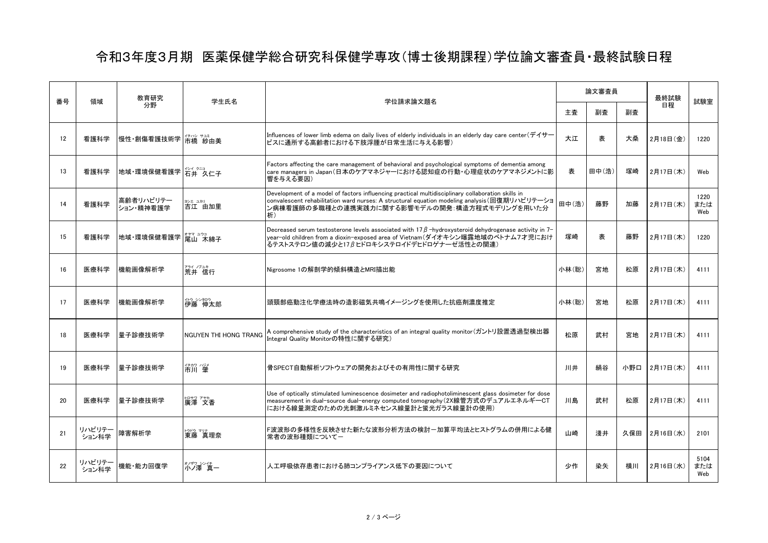# 令和3年度3月期　医薬保健学総合研究科保健学専攻（博士後期課程）学位論文審査員・最終試験日程

| 番号 | 領域 | 教育研究分野 | 学生氏名 | 学位請求論文題名 | 論文審査員 | | | 最終試験日程 | 試験室 |
|---|---|---|---|---|---|---|---|---|---|
| | | | | | 主査 | 副査 | 副査 | | |
| 12 | 看護科学 | 慢性・創傷看護技術学 | 市橋　紗由美（イチハシ サユミ） | Influences of lower limb edema on daily lives of elderly individuals in an elderly day care center（デイサービスに通所する高齢者における下肢浮腫が日常生活に与える影響） | 大江 | 表 | 大桑 | 2月18日（金） | 1220 |
| 13 | 看護科学 | 地域・環境保健看護学 | 石井　久仁子（イシイ クニコ） | Factors affecting the care management of behavioral and psychological symptoms of dementia among care managers in Japan（日本のケアマネジャーにおける認知症の行動・心理症状のケアマネジメントに影響を与える要因） | 表 | 田中（浩） | 塚崎 | 2月17日（木） | Web |
| 14 | 看護科学 | 高齢者リハビリテーション・精神看護学 | 吉江　由加里（ヨシエ ユカリ） | Development of a model of factors influencing practical multidisciplinary collaboration skills in convalescent rehabilitation ward nurses: A structural equation modeling analysis（回復期リハビリテーション病棟看護師の多職種との連携実践力に関する影響モデルの開発：構造方程式モデリングを用いた分析） | 田中（浩） | 藤野 | 加藤 | 2月17日（木） | 1220 または Web |
| 15 | 看護科学 | 地域・環境保健看護学 | 尾山　木綿子（オヤマ ユウコ） | Decreased serum testosterone levels associated with 17$\beta$-hydroxysteroid dehydrogenase activity in 7-year-old children from a dioxin-exposed area of Vietnam（ダイオキシン曝露地域のベトナム7才児におけるテストステロン値の減少と17$\beta$ヒドロキシステロイドデヒドロゲナーゼ活性との関連） | 塚崎 | 表 | 藤野 | 2月17日（木） | 1220 |
| 16 | 医療科学 | 機能画像解析学 | 荒井　信行（アライ ノブユキ） | Nigrosome 1の解剖学的傾斜構造とMRI描出能 | 小林（聡） | 宮地 | 松原 | 2月17日（木） | 4111 |
| 17 | 医療科学 | 機能画像解析学 | 伊藤　伸太郎（イトウ シンタロウ） | 頭頸部癌動注化学療法時の造影磁気共鳴イメージングを使用した抗癌剤濃度推定 | 小林（聡） | 宮地 | 松原 | 2月17日（木） | 4111 |
| 18 | 医療科学 | 量子診療技術学 | NGUYEN THI HONG TRANG | A comprehensive study of the characteristics of an integral quality monitor（ガントリ設置透過型検出器Integral Quality Monitorの特性に関する研究） | 松原 | 武村 | 宮地 | 2月17日（木） | 4111 |
| 19 | 医療科学 | 量子診療技術学 | 市川　肇（イチカワ ハジメ） | 骨SPECT自動解析ソフトウェアの開発およびその有用性に関する研究 | 川井 | 絹谷 | 小野口 | 2月17日（木） | 4111 |
| 20 | 医療科学 | 量子診療技術学 | 廣澤　文香（ヒロサワ アヤカ） | Use of optically stimulated luminescence dosimeter and radiophotoluminescent glass dosimeter for dose measurement in dual-source dual-energy computed tomography（2X線管方式のデュアルエネルギーCTにおける線量測定のための光刺激ルミネセンス線量計と蛍光ガラス線量計の使用） | 川島 | 武村 | 松原 | 2月17日（木） | 4111 |
| 21 | リハビリテーション科学 | 障害解析学 | 東藤　真理奈（トウドウ マリナ） | F波波形の多様性を反映させた新たな波形分析方法の検討ー加算平均法とヒストグラムの併用による健常者の波形種類についてー | 山崎 | 淺井 | 久保田 | 2月16日（水） | 2101 |
| 22 | リハビリテーション科学 | 機能・能力回復学 | 小ノ澤　真一（オノザワ シンイチ） | 人工呼吸依存患者における肺コンプライアンス低下の要因について | 少作 | 染矢 | 横川 | 2月16日（水） | 5104 または Web |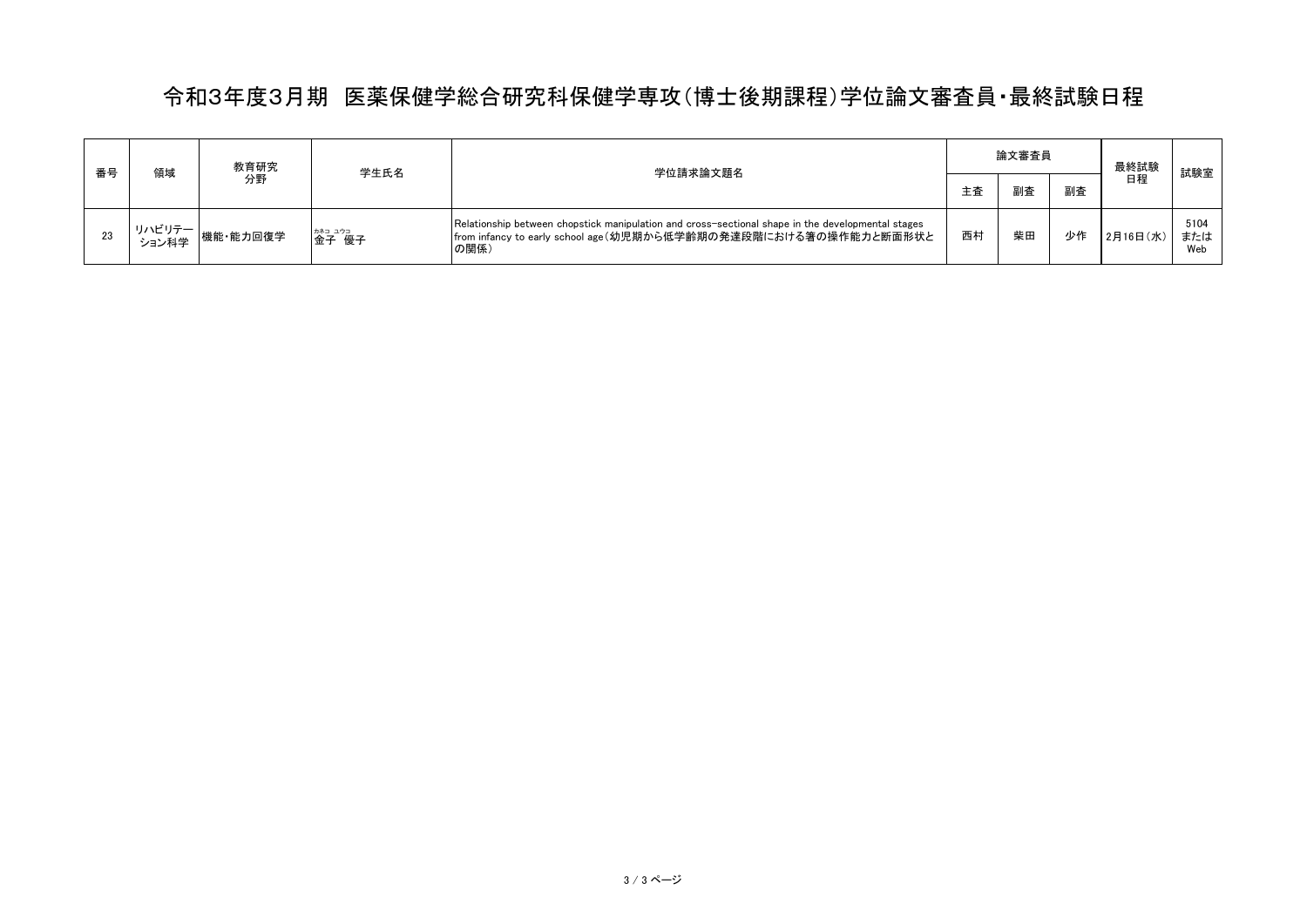# 令和3年度3月期　医薬保健学総合研究科保健学専攻(博士後期課程)学位論文審査員・最終試験日程

| 番号 | 領域 | 教育研究分野 | 学生氏名 | 学位請求論文題名 | 論文審査員 | | | 最終試験日程 | 試験室 |
|---|---|---|---|---|---|---|---|---|---|
| | | | | | 主査 | 副査 | 副査 | | |
| 23 | リハビリテーション科学 | 機能・能力回復学 | カネコ ユウコ 金子　優子 | Relationship between chopstick manipulation and cross-sectional shape in the developmental stages from infancy to early school age(幼児期から低学齢期の発達段階における箸の操作能力と断面形状との関係) | 西村 | 柴田 | 少作 | 2月16日(水) | 5104 または Web |